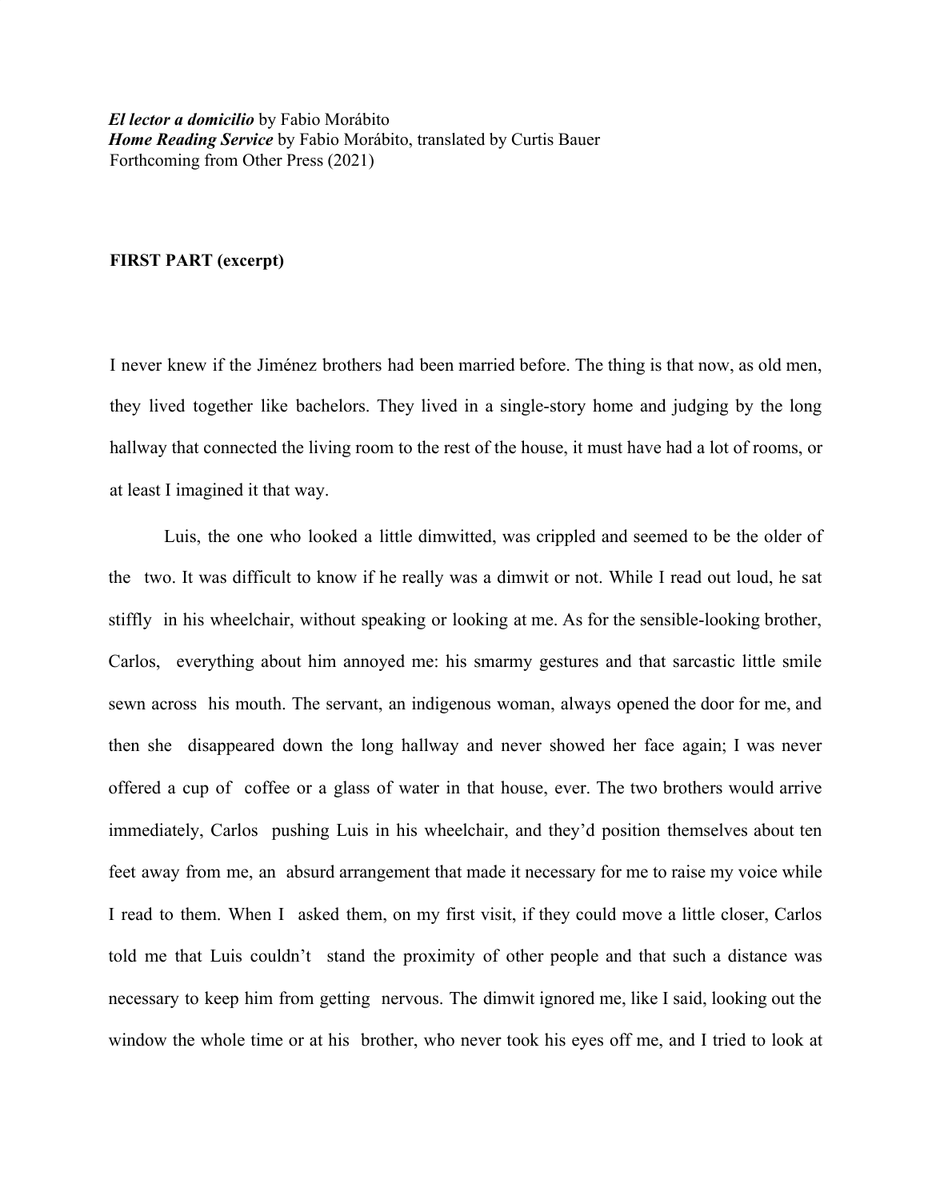***El lector a domicilio*** by Fabio Morábito
***Home Reading Service*** by Fabio Morábito, translated by Curtis Bauer
Forthcoming from Other Press (2021)

**FIRST PART (excerpt)**

I never knew if the Jiménez brothers had been married before. The thing is that now, as old men, they lived together like bachelors. They lived in a single-story home and judging by the long hallway that connected the living room to the rest of the house, it must have had a lot of rooms, or at least I imagined it that way.

Luis, the one who looked a little dimwitted, was crippled and seemed to be the older of the two. It was difficult to know if he really was a dimwit or not. While I read out loud, he sat stiffly in his wheelchair, without speaking or looking at me. As for the sensible-looking brother, Carlos, everything about him annoyed me: his smarmy gestures and that sarcastic little smile sewn across his mouth. The servant, an indigenous woman, always opened the door for me, and then she disappeared down the long hallway and never showed her face again; I was never offered a cup of coffee or a glass of water in that house, ever. The two brothers would arrive immediately, Carlos pushing Luis in his wheelchair, and they'd position themselves about ten feet away from me, an absurd arrangement that made it necessary for me to raise my voice while I read to them. When I asked them, on my first visit, if they could move a little closer, Carlos told me that Luis couldn't stand the proximity of other people and that such a distance was necessary to keep him from getting nervous. The dimwit ignored me, like I said, looking out the window the whole time or at his brother, who never took his eyes off me, and I tried to look at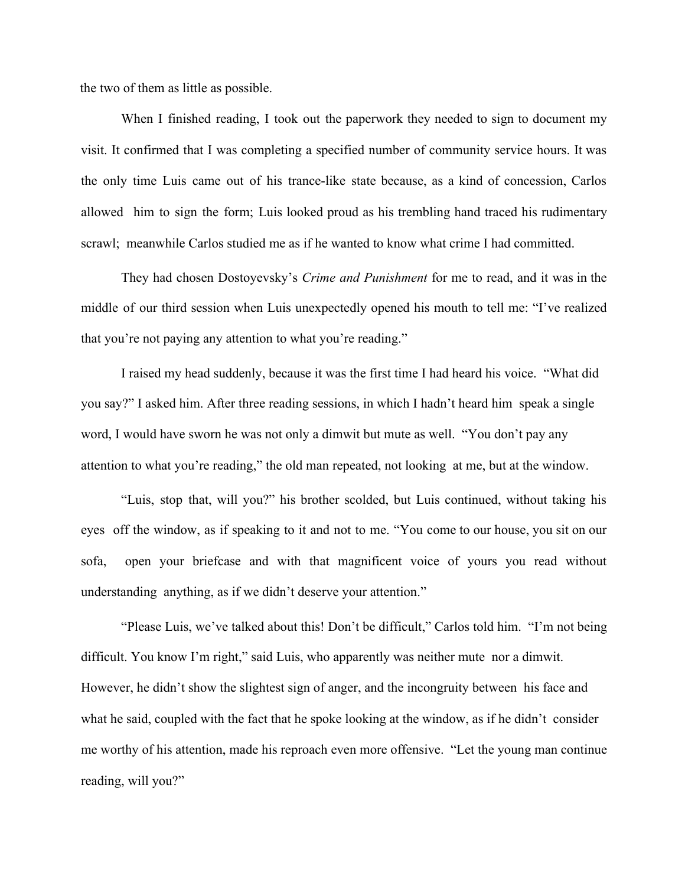the two of them as little as possible.

When I finished reading, I took out the paperwork they needed to sign to document my visit. It confirmed that I was completing a specified number of community service hours. It was the only time Luis came out of his trance-like state because, as a kind of concession, Carlos allowed him to sign the form; Luis looked proud as his trembling hand traced his rudimentary scrawl; meanwhile Carlos studied me as if he wanted to know what crime I had committed.

They had chosen Dostoyevsky's *Crime and Punishment* for me to read, and it was in the middle of our third session when Luis unexpectedly opened his mouth to tell me: "I've realized that you're not paying any attention to what you're reading."

I raised my head suddenly, because it was the first time I had heard his voice. "What did you say?" I asked him. After three reading sessions, in which I hadn't heard him speak a single word, I would have sworn he was not only a dimwit but mute as well. "You don't pay any attention to what you're reading," the old man repeated, not looking at me, but at the window.

"Luis, stop that, will you?" his brother scolded, but Luis continued, without taking his eyes off the window, as if speaking to it and not to me. "You come to our house, you sit on our sofa, open your briefcase and with that magnificent voice of yours you read without understanding anything, as if we didn't deserve your attention."

"Please Luis, we've talked about this! Don't be difficult," Carlos told him. "I'm not being difficult. You know I'm right," said Luis, who apparently was neither mute nor a dimwit. However, he didn't show the slightest sign of anger, and the incongruity between his face and what he said, coupled with the fact that he spoke looking at the window, as if he didn't consider me worthy of his attention, made his reproach even more offensive. "Let the young man continue reading, will you?"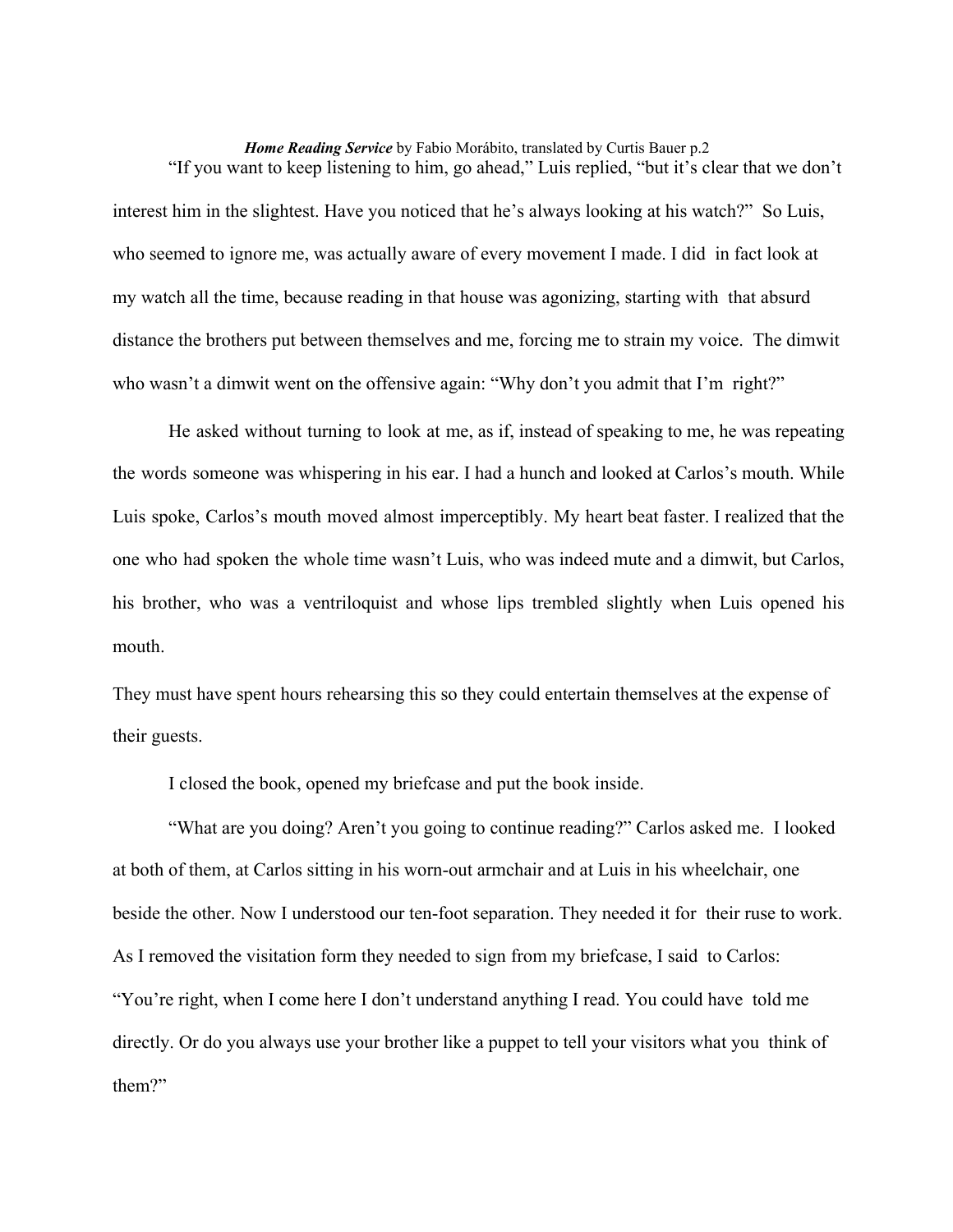"If you want to keep listening to him, go ahead," Luis replied, "but it's clear that we don't interest him in the slightest. Have you noticed that he's always looking at his watch?" So Luis, who seemed to ignore me, was actually aware of every movement I made. I did in fact look at my watch all the time, because reading in that house was agonizing, starting with that absurd distance the brothers put between themselves and me, forcing me to strain my voice. The dimwit who wasn't a dimwit went on the offensive again: "Why don't you admit that I'm right?"

He asked without turning to look at me, as if, instead of speaking to me, he was repeating the words someone was whispering in his ear. I had a hunch and looked at Carlos's mouth. While Luis spoke, Carlos's mouth moved almost imperceptibly. My heart beat faster. I realized that the one who had spoken the whole time wasn't Luis, who was indeed mute and a dimwit, but Carlos, his brother, who was a ventriloquist and whose lips trembled slightly when Luis opened his mouth.

They must have spent hours rehearsing this so they could entertain themselves at the expense of their guests.

I closed the book, opened my briefcase and put the book inside.

"What are you doing? Aren't you going to continue reading?" Carlos asked me. I looked at both of them, at Carlos sitting in his worn-out armchair and at Luis in his wheelchair, one beside the other. Now I understood our ten-foot separation. They needed it for their ruse to work. As I removed the visitation form they needed to sign from my briefcase, I said to Carlos: "You're right, when I come here I don't understand anything I read. You could have told me directly. Or do you always use your brother like a puppet to tell your visitors what you think of them?"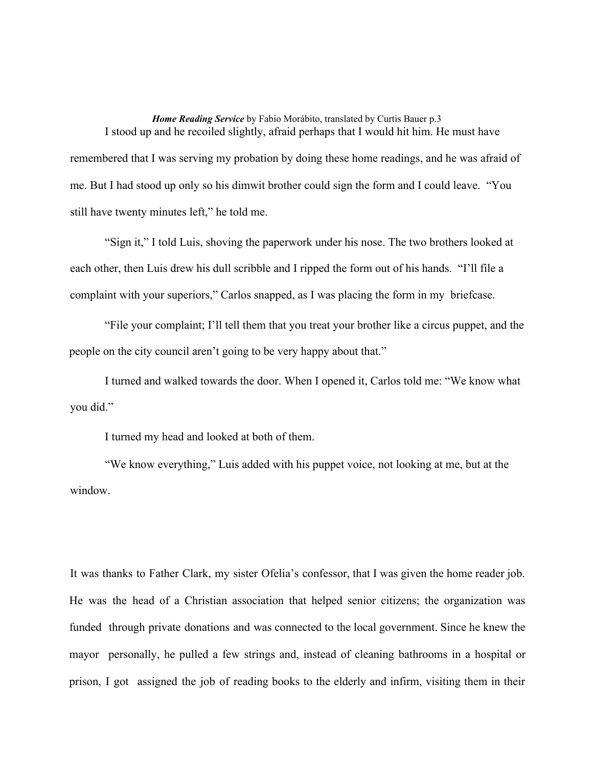I stood up and he recoiled slightly, afraid perhaps that I would hit him. He must have remembered that I was serving my probation by doing these home readings, and he was afraid of me. But I had stood up only so his dimwit brother could sign the form and I could leave. "You still have twenty minutes left," he told me.

"Sign it," I told Luis, shoving the paperwork under his nose. The two brothers looked at each other, then Luis drew his dull scribble and I ripped the form out of his hands. "I'll file a complaint with your superiors," Carlos snapped, as I was placing the form in my briefcase.

"File your complaint; I'll tell them that you treat your brother like a circus puppet, and the people on the city council aren't going to be very happy about that."

I turned and walked towards the door. When I opened it, Carlos told me: "We know what you did."

I turned my head and looked at both of them.

"We know everything," Luis added with his puppet voice, not looking at me, but at the window.

It was thanks to Father Clark, my sister Ofelia's confessor, that I was given the home reader job. He was the head of a Christian association that helped senior citizens; the organization was funded through private donations and was connected to the local government. Since he knew the mayor personally, he pulled a few strings and, instead of cleaning bathrooms in a hospital or prison, I got assigned the job of reading books to the elderly and infirm, visiting them in their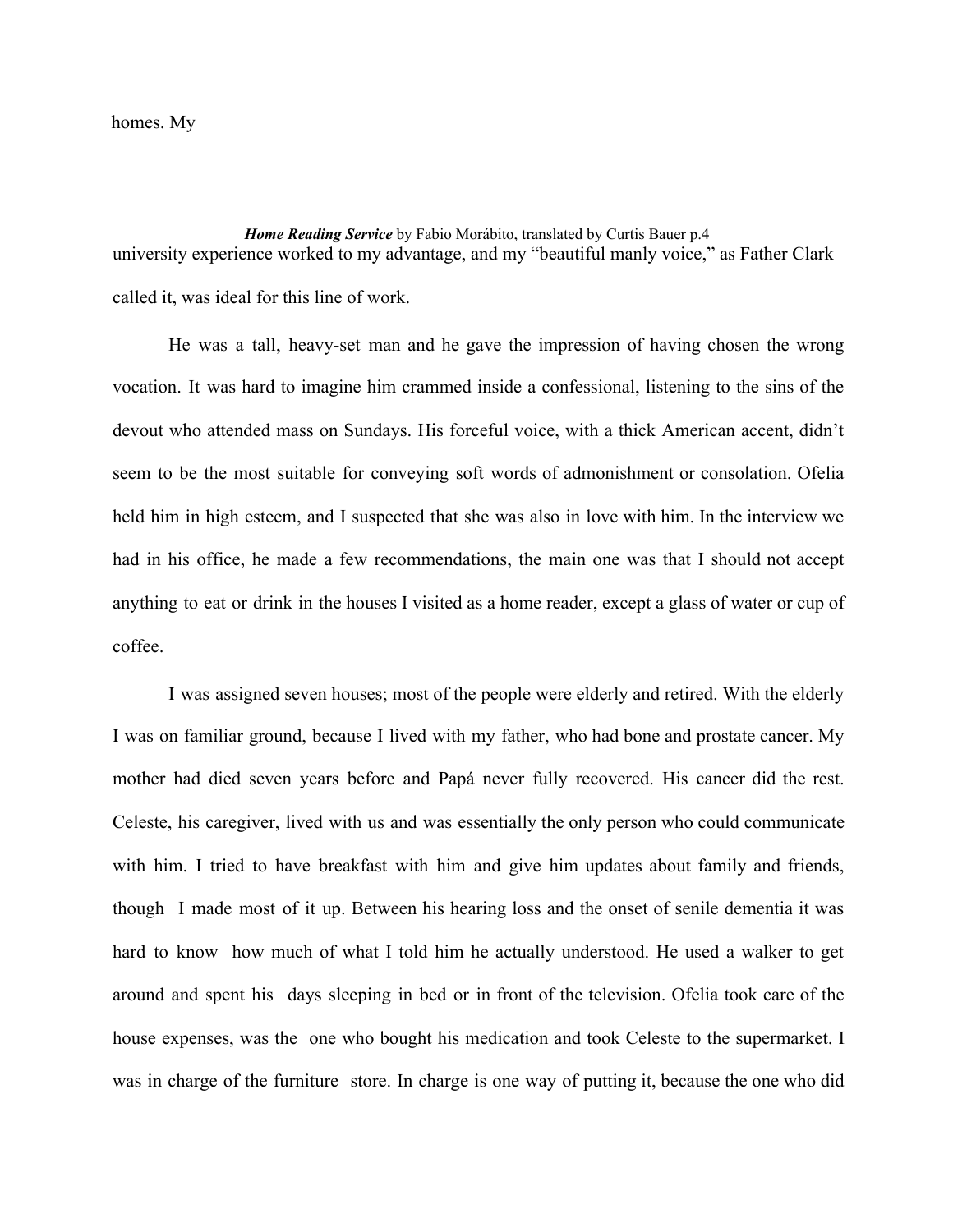homes. My

university experience worked to my advantage, and my "beautiful manly voice," as Father Clark called it, was ideal for this line of work.

He was a tall, heavy-set man and he gave the impression of having chosen the wrong vocation. It was hard to imagine him crammed inside a confessional, listening to the sins of the devout who attended mass on Sundays. His forceful voice, with a thick American accent, didn't seem to be the most suitable for conveying soft words of admonishment or consolation. Ofelia held him in high esteem, and I suspected that she was also in love with him. In the interview we had in his office, he made a few recommendations, the main one was that I should not accept anything to eat or drink in the houses I visited as a home reader, except a glass of water or cup of coffee.

I was assigned seven houses; most of the people were elderly and retired. With the elderly I was on familiar ground, because I lived with my father, who had bone and prostate cancer. My mother had died seven years before and Papá never fully recovered. His cancer did the rest. Celeste, his caregiver, lived with us and was essentially the only person who could communicate with him. I tried to have breakfast with him and give him updates about family and friends, though I made most of it up. Between his hearing loss and the onset of senile dementia it was hard to know how much of what I told him he actually understood. He used a walker to get around and spent his days sleeping in bed or in front of the television. Ofelia took care of the house expenses, was the one who bought his medication and took Celeste to the supermarket. I was in charge of the furniture store. In charge is one way of putting it, because the one who did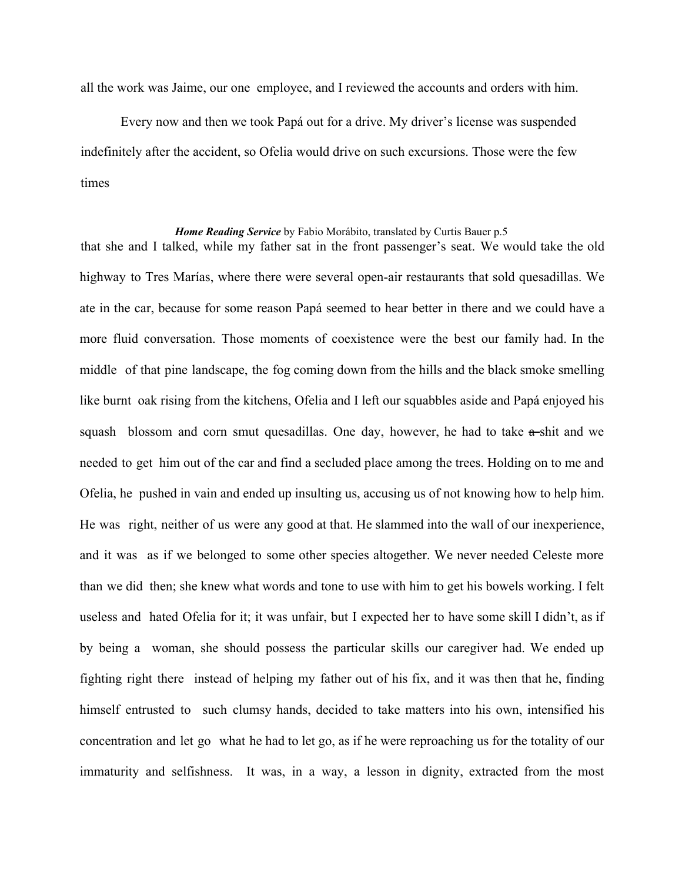all the work was Jaime, our one employee, and I reviewed the accounts and orders with him.

Every now and then we took Papá out for a drive. My driver's license was suspended indefinitely after the accident, so Ofelia would drive on such excursions. Those were the few times that she and I talked, while my father sat in the front passenger's seat. We would take the old highway to Tres Marías, where there were several open-air restaurants that sold quesadillas. We ate in the car, because for some reason Papá seemed to hear better in there and we could have a more fluid conversation. Those moments of coexistence were the best our family had. In the middle of that pine landscape, the fog coming down from the hills and the black smoke smelling like burnt oak rising from the kitchens, Ofelia and I left our squabbles aside and Papá enjoyed his squash blossom and corn smut quesadillas. One day, however, he had to take ~~a~~ shit and we needed to get him out of the car and find a secluded place among the trees. Holding on to me and Ofelia, he pushed in vain and ended up insulting us, accusing us of not knowing how to help him. He was right, neither of us were any good at that. He slammed into the wall of our inexperience, and it was as if we belonged to some other species altogether. We never needed Celeste more than we did then; she knew what words and tone to use with him to get his bowels working. I felt useless and hated Ofelia for it; it was unfair, but I expected her to have some skill I didn't, as if by being a woman, she should possess the particular skills our caregiver had. We ended up fighting right there instead of helping my father out of his fix, and it was then that he, finding himself entrusted to such clumsy hands, decided to take matters into his own, intensified his concentration and let go what he had to let go, as if he were reproaching us for the totality of our immaturity and selfishness. It was, in a way, a lesson in dignity, extracted from the most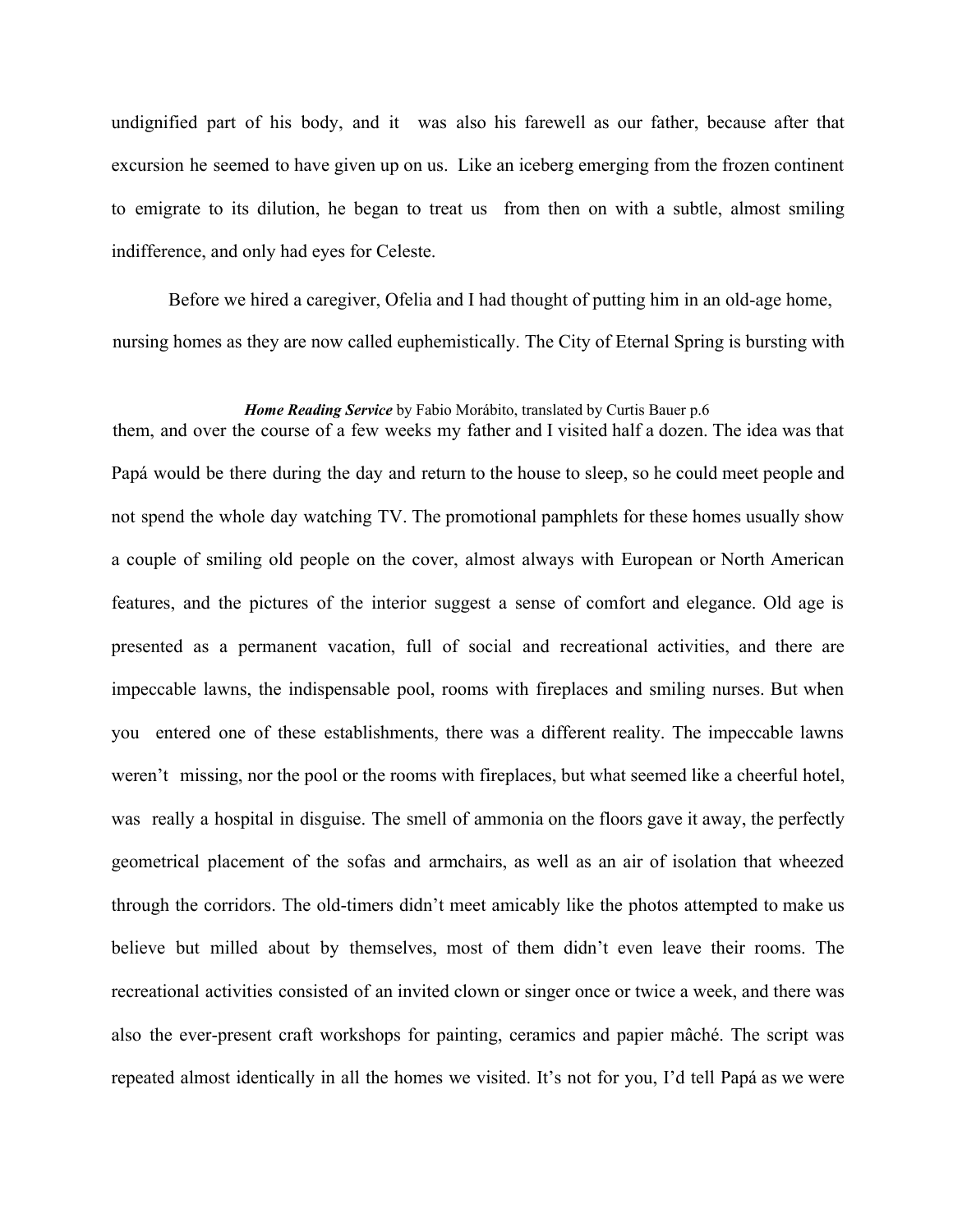undignified part of his body, and it was also his farewell as our father, because after that excursion he seemed to have given up on us. Like an iceberg emerging from the frozen continent to emigrate to its dilution, he began to treat us from then on with a subtle, almost smiling indifference, and only had eyes for Celeste.

Before we hired a caregiver, Ofelia and I had thought of putting him in an old-age home, nursing homes as they are now called euphemistically. The City of Eternal Spring is bursting with them, and over the course of a few weeks my father and I visited half a dozen. The idea was that Papá would be there during the day and return to the house to sleep, so he could meet people and not spend the whole day watching TV. The promotional pamphlets for these homes usually show a couple of smiling old people on the cover, almost always with European or North American features, and the pictures of the interior suggest a sense of comfort and elegance. Old age is presented as a permanent vacation, full of social and recreational activities, and there are impeccable lawns, the indispensable pool, rooms with fireplaces and smiling nurses. But when you entered one of these establishments, there was a different reality. The impeccable lawns weren't missing, nor the pool or the rooms with fireplaces, but what seemed like a cheerful hotel, was really a hospital in disguise. The smell of ammonia on the floors gave it away, the perfectly geometrical placement of the sofas and armchairs, as well as an air of isolation that wheezed through the corridors. The old-timers didn't meet amicably like the photos attempted to make us believe but milled about by themselves, most of them didn't even leave their rooms. The recreational activities consisted of an invited clown or singer once or twice a week, and there was also the ever-present craft workshops for painting, ceramics and papier mâché. The script was repeated almost identically in all the homes we visited. It's not for you, I'd tell Papá as we were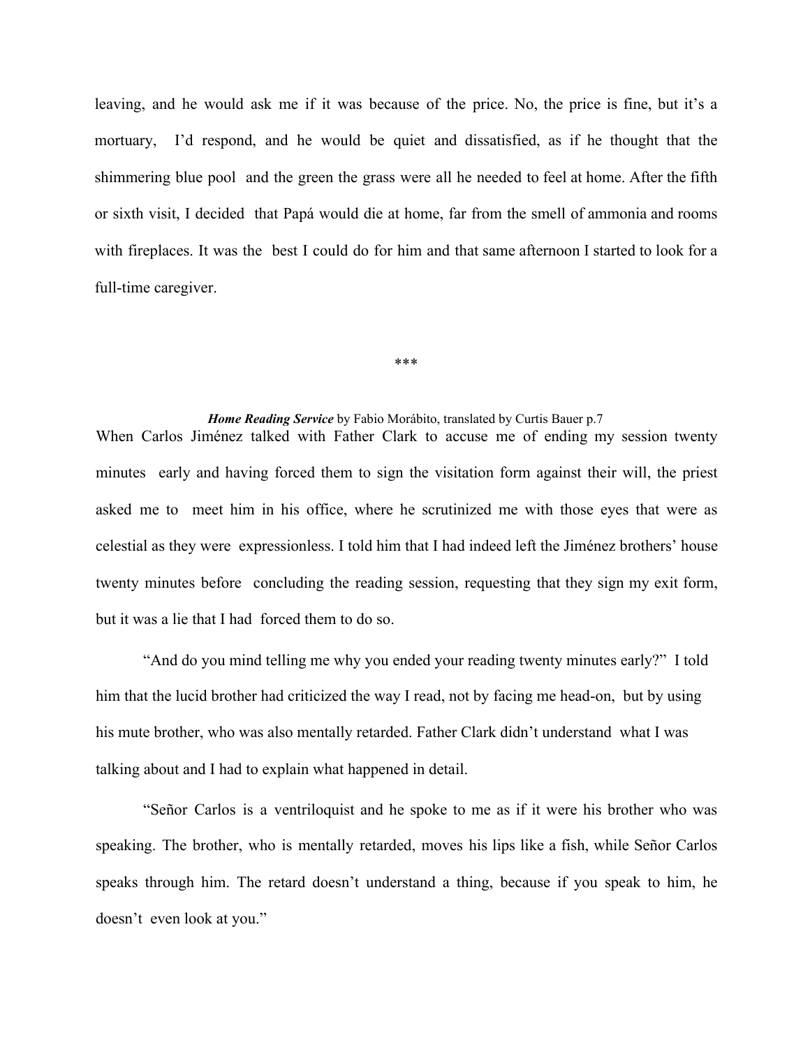leaving, and he would ask me if it was because of the price. No, the price is fine, but it's a mortuary, I'd respond, and he would be quiet and dissatisfied, as if he thought that the shimmering blue pool and the green the grass were all he needed to feel at home. After the fifth or sixth visit, I decided that Papá would die at home, far from the smell of ammonia and rooms with fireplaces. It was the best I could do for him and that same afternoon I started to look for a full-time caregiver.

***

***Home Reading Service*** by Fabio Morábito, translated by Curtis Bauer p.7

When Carlos Jiménez talked with Father Clark to accuse me of ending my session twenty minutes early and having forced them to sign the visitation form against their will, the priest asked me to meet him in his office, where he scrutinized me with those eyes that were as celestial as they were expressionless. I told him that I had indeed left the Jiménez brothers' house twenty minutes before concluding the reading session, requesting that they sign my exit form, but it was a lie that I had forced them to do so.

"And do you mind telling me why you ended your reading twenty minutes early?" I told him that the lucid brother had criticized the way I read, not by facing me head-on, but by using his mute brother, who was also mentally retarded. Father Clark didn't understand what I was talking about and I had to explain what happened in detail.

"Señor Carlos is a ventriloquist and he spoke to me as if it were his brother who was speaking. The brother, who is mentally retarded, moves his lips like a fish, while Señor Carlos speaks through him. The retard doesn't understand a thing, because if you speak to him, he doesn't even look at you."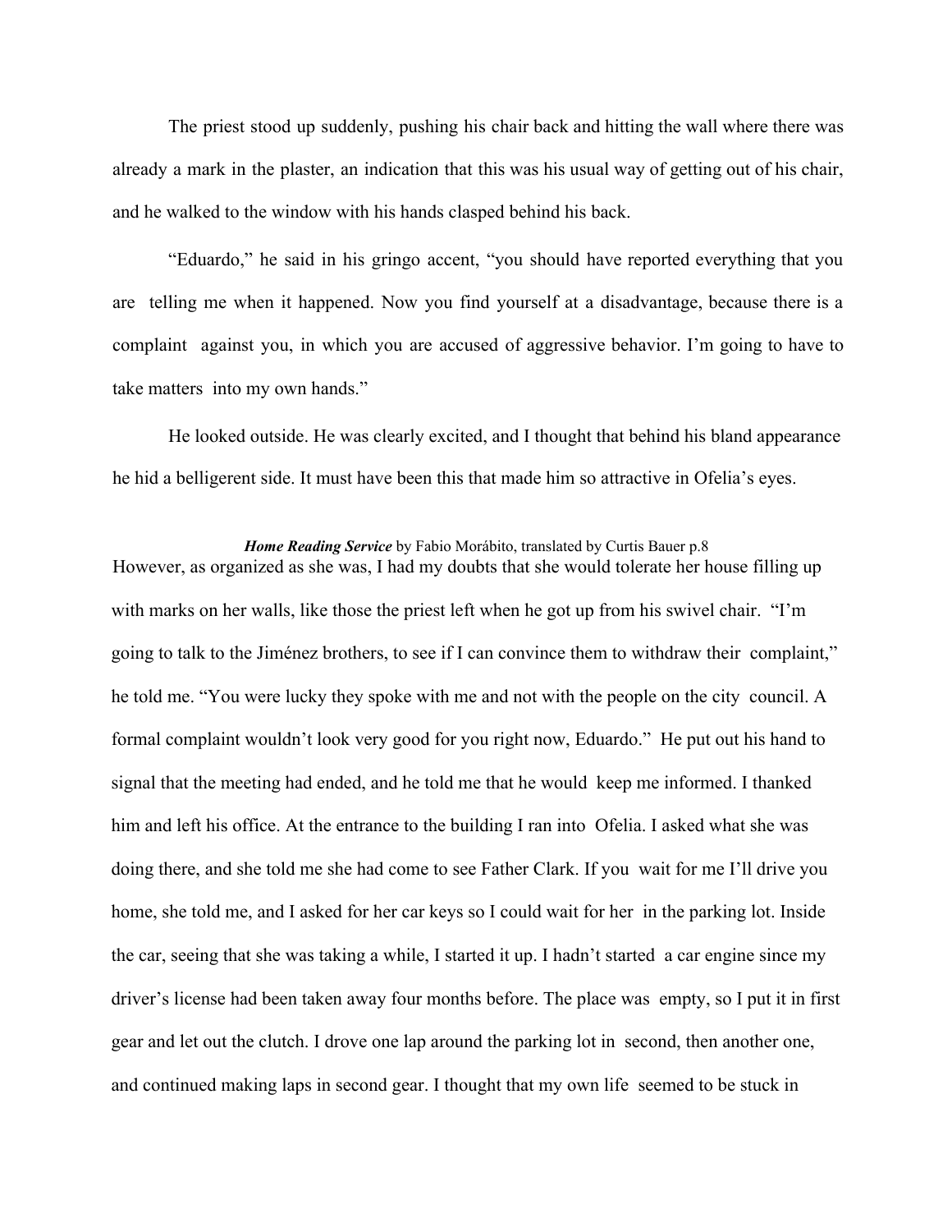The priest stood up suddenly, pushing his chair back and hitting the wall where there was already a mark in the plaster, an indication that this was his usual way of getting out of his chair, and he walked to the window with his hands clasped behind his back.

"Eduardo," he said in his gringo accent, "you should have reported everything that you are telling me when it happened. Now you find yourself at a disadvantage, because there is a complaint against you, in which you are accused of aggressive behavior. I'm going to have to take matters into my own hands."

He looked outside. He was clearly excited, and I thought that behind his bland appearance he hid a belligerent side. It must have been this that made him so attractive in Ofelia's eyes.

However, as organized as she was, I had my doubts that she would tolerate her house filling up with marks on her walls, like those the priest left when he got up from his swivel chair. "I'm going to talk to the Jiménez brothers, to see if I can convince them to withdraw their complaint," he told me. "You were lucky they spoke with me and not with the people on the city council. A formal complaint wouldn't look very good for you right now, Eduardo." He put out his hand to signal that the meeting had ended, and he told me that he would keep me informed. I thanked him and left his office. At the entrance to the building I ran into Ofelia. I asked what she was doing there, and she told me she had come to see Father Clark. If you wait for me I'll drive you home, she told me, and I asked for her car keys so I could wait for her in the parking lot. Inside the car, seeing that she was taking a while, I started it up. I hadn't started a car engine since my driver's license had been taken away four months before. The place was empty, so I put it in first gear and let out the clutch. I drove one lap around the parking lot in second, then another one, and continued making laps in second gear. I thought that my own life seemed to be stuck in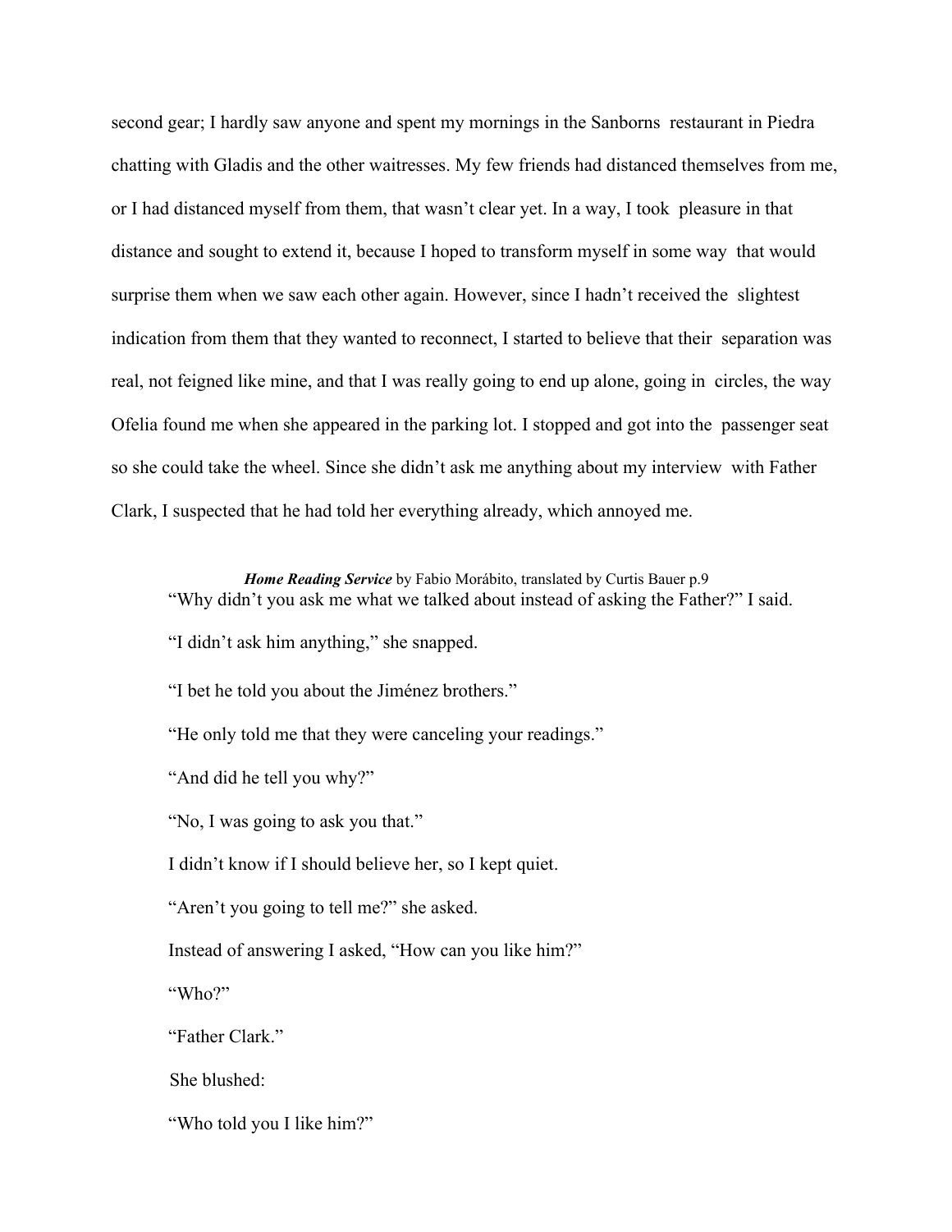second gear; I hardly saw anyone and spent my mornings in the Sanborns restaurant in Piedra chatting with Gladis and the other waitresses. My few friends had distanced themselves from me, or I had distanced myself from them, that wasn't clear yet. In a way, I took pleasure in that distance and sought to extend it, because I hoped to transform myself in some way that would surprise them when we saw each other again. However, since I hadn't received the slightest indication from them that they wanted to reconnect, I started to believe that their separation was real, not feigned like mine, and that I was really going to end up alone, going in circles, the way Ofelia found me when she appeared in the parking lot. I stopped and got into the passenger seat so she could take the wheel. Since she didn't ask me anything about my interview with Father Clark, I suspected that he had told her everything already, which annoyed me.

"Why didn't you ask me what we talked about instead of asking the Father?" I said.

"I didn't ask him anything," she snapped.

"I bet he told you about the Jiménez brothers."

"He only told me that they were canceling your readings."

"And did he tell you why?"

"No, I was going to ask you that."

I didn't know if I should believe her, so I kept quiet.

"Aren't you going to tell me?" she asked.

Instead of answering I asked, "How can you like him?"

"Who?"

"Father Clark."

She blushed:

"Who told you I like him?"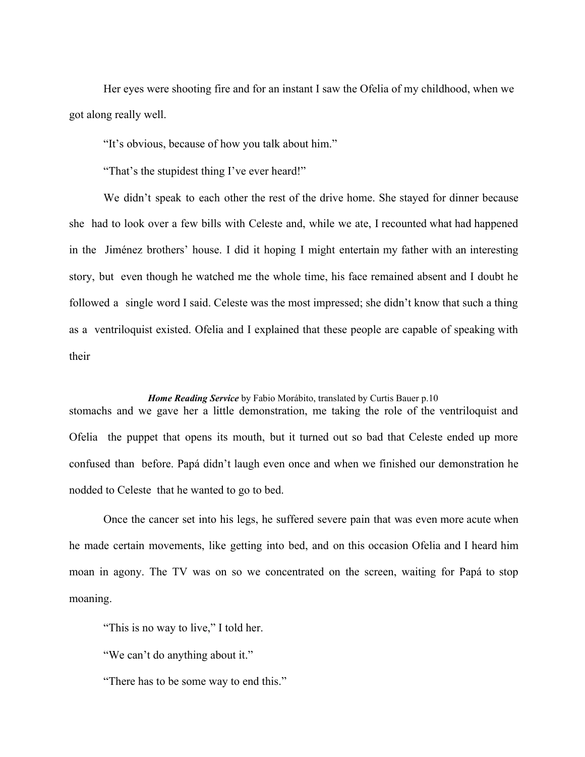Her eyes were shooting fire and for an instant I saw the Ofelia of my childhood, when we got along really well.

"It's obvious, because of how you talk about him."

"That's the stupidest thing I've ever heard!"

We didn't speak to each other the rest of the drive home. She stayed for dinner because she had to look over a few bills with Celeste and, while we ate, I recounted what had happened in the Jiménez brothers' house. I did it hoping I might entertain my father with an interesting story, but even though he watched me the whole time, his face remained absent and I doubt he followed a single word I said. Celeste was the most impressed; she didn't know that such a thing as a ventriloquist existed. Ofelia and I explained that these people are capable of speaking with their stomachs and we gave her a little demonstration, me taking the role of the ventriloquist and Ofelia the puppet that opens its mouth, but it turned out so bad that Celeste ended up more confused than before. Papá didn't laugh even once and when we finished our demonstration he nodded to Celeste that he wanted to go to bed.

Once the cancer set into his legs, he suffered severe pain that was even more acute when he made certain movements, like getting into bed, and on this occasion Ofelia and I heard him moan in agony. The TV was on so we concentrated on the screen, waiting for Papá to stop moaning.

"This is no way to live," I told her.

"We can't do anything about it."

"There has to be some way to end this."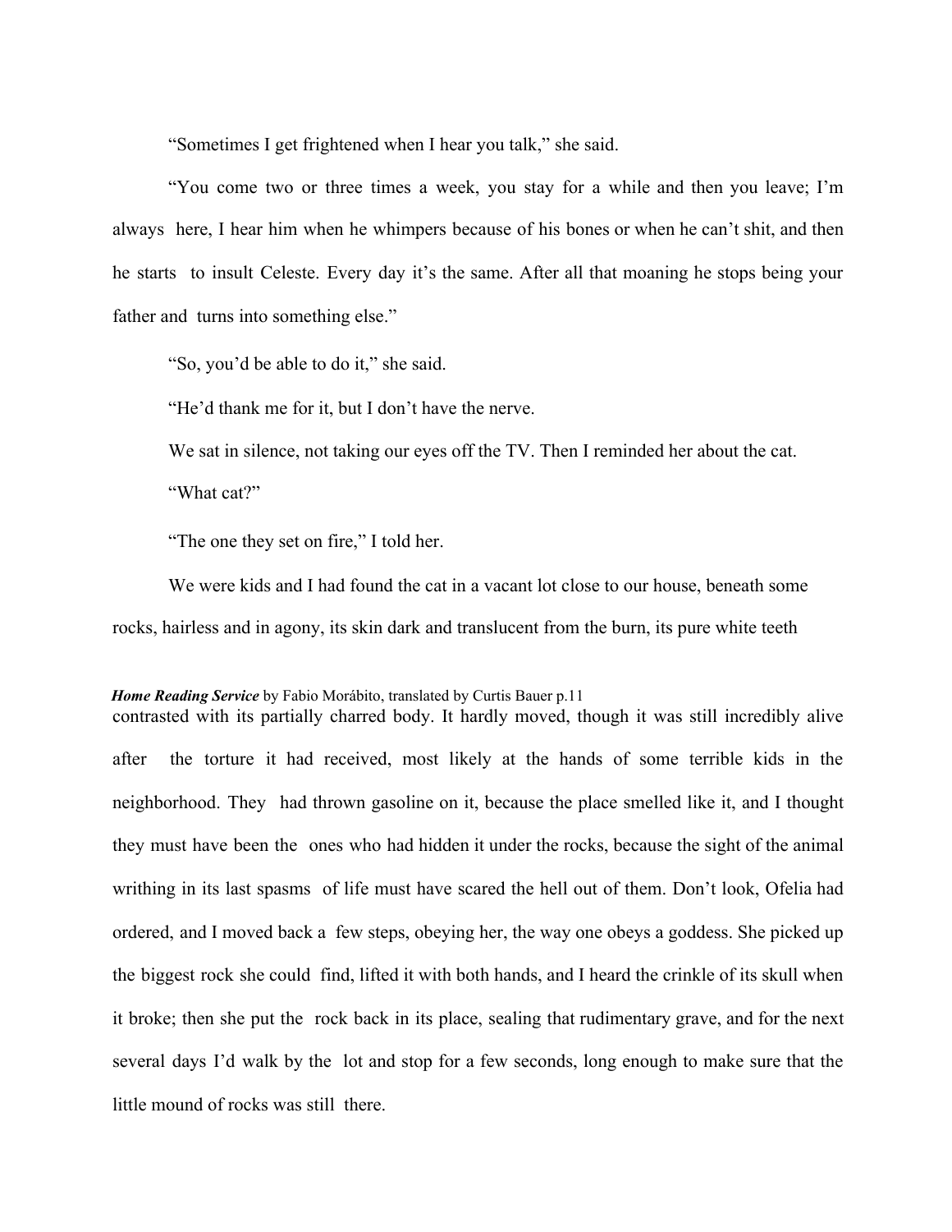"Sometimes I get frightened when I hear you talk," she said.

"You come two or three times a week, you stay for a while and then you leave; I'm always here, I hear him when he whimpers because of his bones or when he can't shit, and then he starts to insult Celeste. Every day it's the same. After all that moaning he stops being your father and turns into something else."

"So, you'd be able to do it," she said.

"He'd thank me for it, but I don't have the nerve.

We sat in silence, not taking our eyes off the TV. Then I reminded her about the cat.

"What cat?"

"The one they set on fire," I told her.

We were kids and I had found the cat in a vacant lot close to our house, beneath some rocks, hairless and in agony, its skin dark and translucent from the burn, its pure white teeth contrasted with its partially charred body. It hardly moved, though it was still incredibly alive after the torture it had received, most likely at the hands of some terrible kids in the neighborhood. They had thrown gasoline on it, because the place smelled like it, and I thought they must have been the ones who had hidden it under the rocks, because the sight of the animal writhing in its last spasms of life must have scared the hell out of them. Don't look, Ofelia had ordered, and I moved back a few steps, obeying her, the way one obeys a goddess. She picked up the biggest rock she could find, lifted it with both hands, and I heard the crinkle of its skull when it broke; then she put the rock back in its place, sealing that rudimentary grave, and for the next several days I'd walk by the lot and stop for a few seconds, long enough to make sure that the little mound of rocks was still there.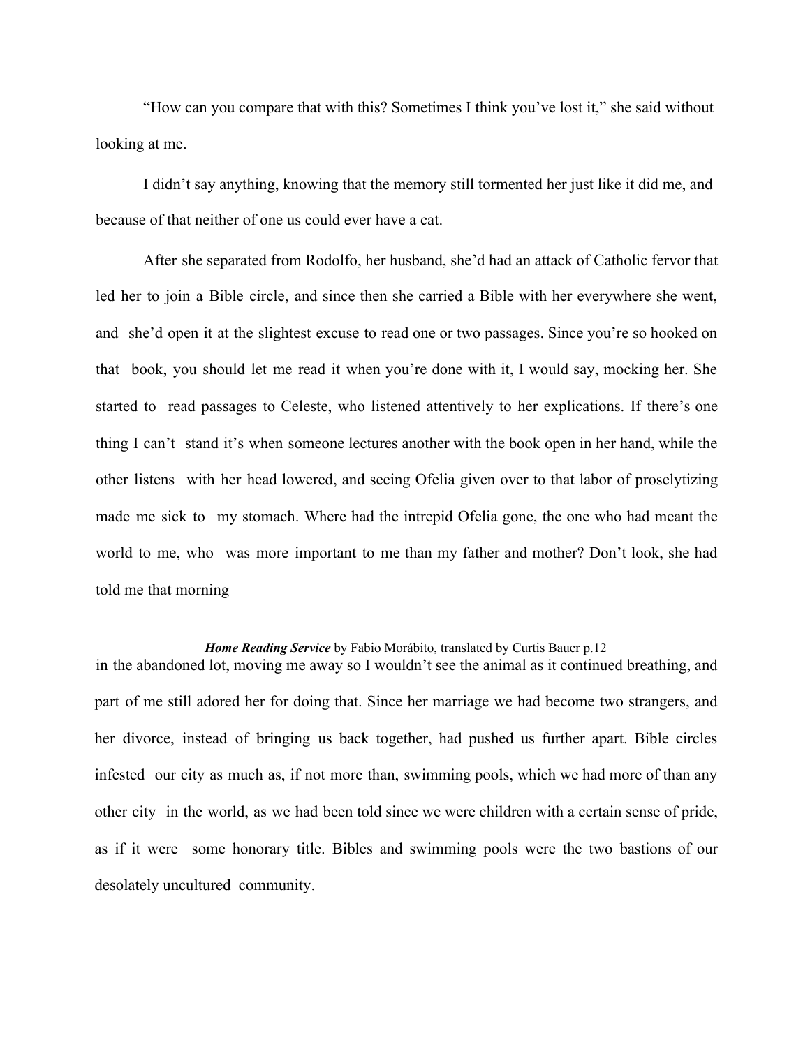"How can you compare that with this? Sometimes I think you've lost it," she said without looking at me.

I didn't say anything, knowing that the memory still tormented her just like it did me, and because of that neither of one us could ever have a cat.

After she separated from Rodolfo, her husband, she'd had an attack of Catholic fervor that led her to join a Bible circle, and since then she carried a Bible with her everywhere she went, and she'd open it at the slightest excuse to read one or two passages. Since you're so hooked on that book, you should let me read it when you're done with it, I would say, mocking her. She started to read passages to Celeste, who listened attentively to her explications. If there's one thing I can't stand it's when someone lectures another with the book open in her hand, while the other listens with her head lowered, and seeing Ofelia given over to that labor of proselytizing made me sick to my stomach. Where had the intrepid Ofelia gone, the one who had meant the world to me, who was more important to me than my father and mother? Don't look, she had told me that morning in the abandoned lot, moving me away so I wouldn't see the animal as it continued breathing, and part of me still adored her for doing that. Since her marriage we had become two strangers, and her divorce, instead of bringing us back together, had pushed us further apart. Bible circles infested our city as much as, if not more than, swimming pools, which we had more of than any other city in the world, as we had been told since we were children with a certain sense of pride, as if it were some honorary title. Bibles and swimming pools were the two bastions of our desolately uncultured community.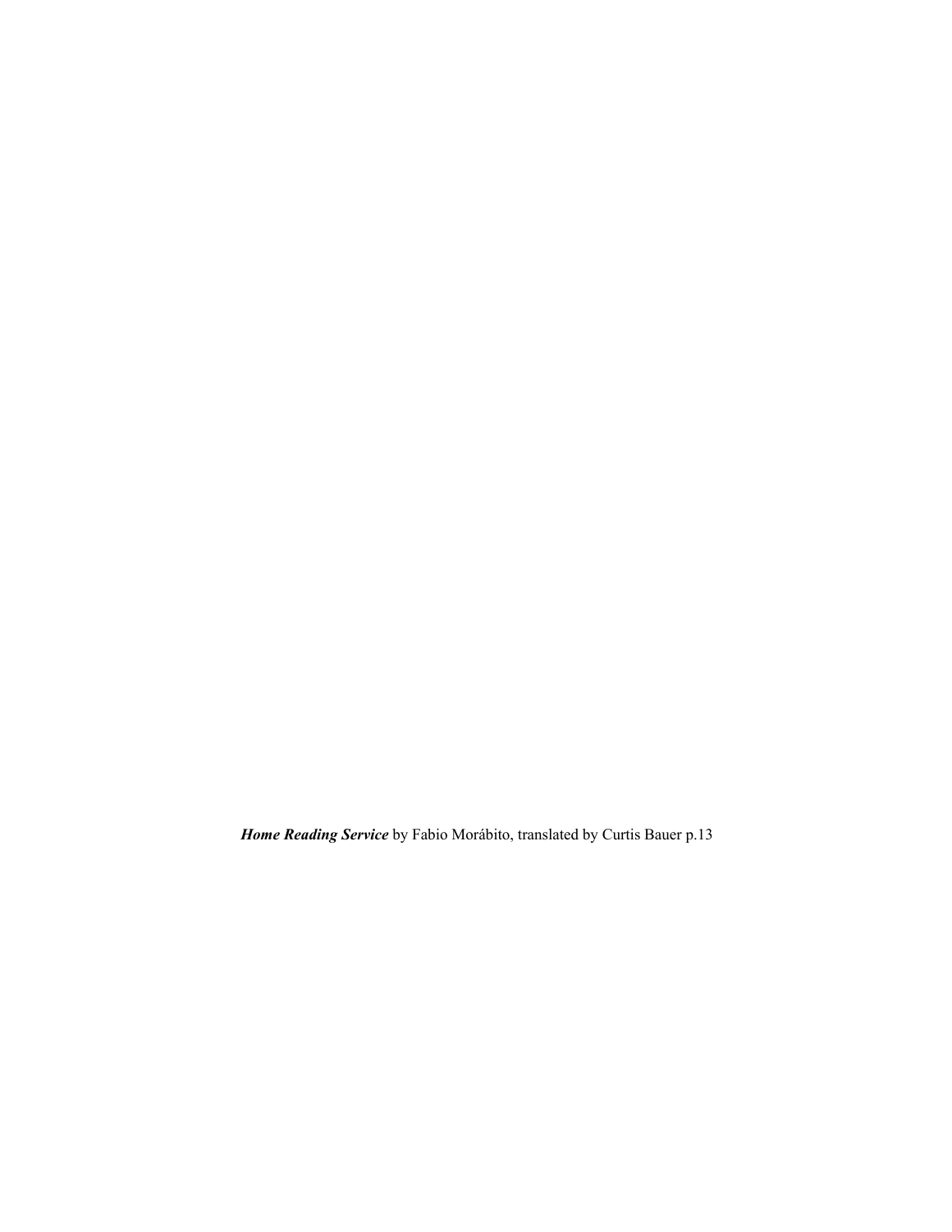***Home Reading Service*** by Fabio Morábito, translated by Curtis Bauer p.13